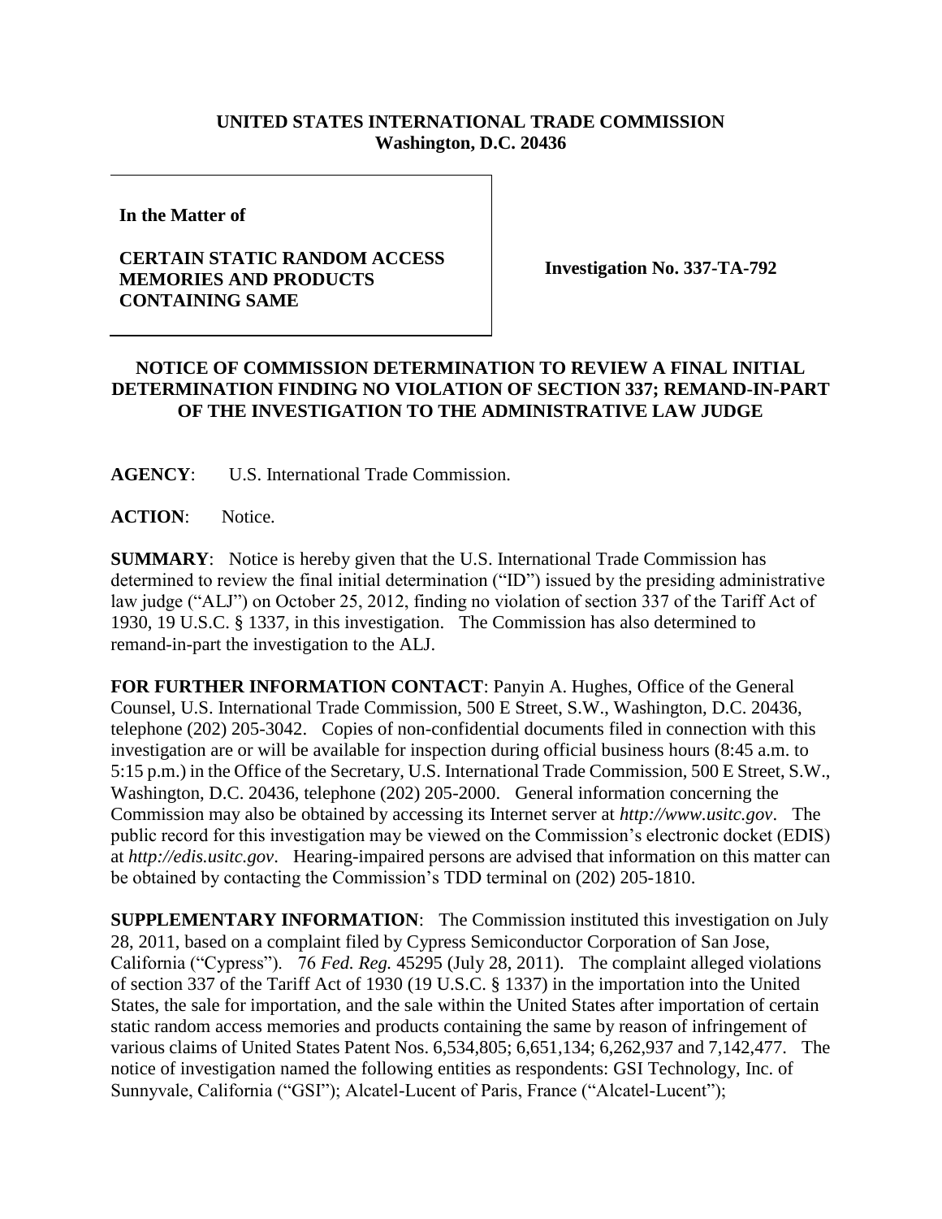**UNITED STATES INTERNATIONAL TRADE COMMISSION**
**Washington, D.C. 20436**

**In the Matter of**

**CERTAIN STATIC RANDOM ACCESS MEMORIES AND PRODUCTS CONTAINING SAME**

**Investigation No. 337-TA-792**

**NOTICE OF COMMISSION DETERMINATION TO REVIEW A FINAL INITIAL DETERMINATION FINDING NO VIOLATION OF SECTION 337; REMAND-IN-PART OF THE INVESTIGATION TO THE ADMINISTRATIVE LAW JUDGE**

**AGENCY**: U.S. International Trade Commission.

**ACTION**: Notice.

**SUMMARY**: Notice is hereby given that the U.S. International Trade Commission has determined to review the final initial determination ("ID") issued by the presiding administrative law judge ("ALJ") on October 25, 2012, finding no violation of section 337 of the Tariff Act of 1930, 19 U.S.C. § 1337, in this investigation. The Commission has also determined to remand-in-part the investigation to the ALJ.

**FOR FURTHER INFORMATION CONTACT**: Panyin A. Hughes, Office of the General Counsel, U.S. International Trade Commission, 500 E Street, S.W., Washington, D.C. 20436, telephone (202) 205-3042. Copies of non-confidential documents filed in connection with this investigation are or will be available for inspection during official business hours (8:45 a.m. to 5:15 p.m.) in the Office of the Secretary, U.S. International Trade Commission, 500 E Street, S.W., Washington, D.C. 20436, telephone (202) 205-2000. General information concerning the Commission may also be obtained by accessing its Internet server at *http://www.usitc.gov*. The public record for this investigation may be viewed on the Commission's electronic docket (EDIS) at *http://edis.usitc.gov*. Hearing-impaired persons are advised that information on this matter can be obtained by contacting the Commission's TDD terminal on (202) 205-1810.

**SUPPLEMENTARY INFORMATION**: The Commission instituted this investigation on July 28, 2011, based on a complaint filed by Cypress Semiconductor Corporation of San Jose, California ("Cypress"). 76 *Fed. Reg.* 45295 (July 28, 2011). The complaint alleged violations of section 337 of the Tariff Act of 1930 (19 U.S.C. § 1337) in the importation into the United States, the sale for importation, and the sale within the United States after importation of certain static random access memories and products containing the same by reason of infringement of various claims of United States Patent Nos. 6,534,805; 6,651,134; 6,262,937 and 7,142,477. The notice of investigation named the following entities as respondents: GSI Technology, Inc. of Sunnyvale, California ("GSI"); Alcatel-Lucent of Paris, France ("Alcatel-Lucent");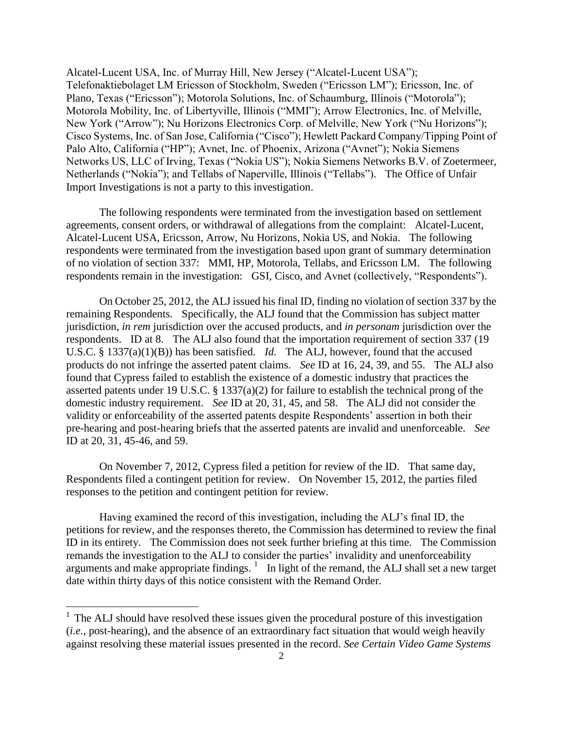Alcatel-Lucent USA, Inc. of Murray Hill, New Jersey ("Alcatel-Lucent USA"); Telefonaktiebolaget LM Ericsson of Stockholm, Sweden ("Ericsson LM"); Ericsson, Inc. of Plano, Texas ("Ericsson"); Motorola Solutions, Inc. of Schaumburg, Illinois ("Motorola"); Motorola Mobility, Inc. of Libertyville, Illinois ("MMI"); Arrow Electronics, Inc. of Melville, New York ("Arrow"); Nu Horizons Electronics Corp. of Melville, New York ("Nu Horizons"); Cisco Systems, Inc. of San Jose, California ("Cisco"); Hewlett Packard Company/Tipping Point of Palo Alto, California ("HP"); Avnet, Inc. of Phoenix, Arizona ("Avnet"); Nokia Siemens Networks US, LLC of Irving, Texas ("Nokia US"); Nokia Siemens Networks B.V. of Zoetermeer, Netherlands ("Nokia"); and Tellabs of Naperville, Illinois ("Tellabs"). The Office of Unfair Import Investigations is not a party to this investigation.

The following respondents were terminated from the investigation based on settlement agreements, consent orders, or withdrawal of allegations from the complaint: Alcatel-Lucent, Alcatel-Lucent USA, Ericsson, Arrow, Nu Horizons, Nokia US, and Nokia. The following respondents were terminated from the investigation based upon grant of summary determination of no violation of section 337: MMI, HP, Motorola, Tellabs, and Ericsson LM. The following respondents remain in the investigation: GSI, Cisco, and Avnet (collectively, "Respondents").

On October 25, 2012, the ALJ issued his final ID, finding no violation of section 337 by the remaining Respondents. Specifically, the ALJ found that the Commission has subject matter jurisdiction, *in rem* jurisdiction over the accused products, and *in personam* jurisdiction over the respondents. ID at 8. The ALJ also found that the importation requirement of section 337 (19 U.S.C. § 1337(a)(1)(B)) has been satisfied. *Id.* The ALJ, however, found that the accused products do not infringe the asserted patent claims. *See* ID at 16, 24, 39, and 55. The ALJ also found that Cypress failed to establish the existence of a domestic industry that practices the asserted patents under 19 U.S.C. § 1337(a)(2) for failure to establish the technical prong of the domestic industry requirement. *See* ID at 20, 31, 45, and 58. The ALJ did not consider the validity or enforceability of the asserted patents despite Respondents' assertion in both their pre-hearing and post-hearing briefs that the asserted patents are invalid and unenforceable. *See* ID at 20, 31, 45-46, and 59.

On November 7, 2012, Cypress filed a petition for review of the ID. That same day, Respondents filed a contingent petition for review. On November 15, 2012, the parties filed responses to the petition and contingent petition for review.

Having examined the record of this investigation, including the ALJ's final ID, the petitions for review, and the responses thereto, the Commission has determined to review the final ID in its entirety. The Commission does not seek further briefing at this time. The Commission remands the investigation to the ALJ to consider the parties' invalidity and unenforceability arguments and make appropriate findings.[1] In light of the remand, the ALJ shall set a new target date within thirty days of this notice consistent with the Remand Order.

[1] The ALJ should have resolved these issues given the procedural posture of this investigation (*i.e.*, post-hearing), and the absence of an extraordinary fact situation that would weigh heavily against resolving these material issues presented in the record. *See Certain Video Game Systems*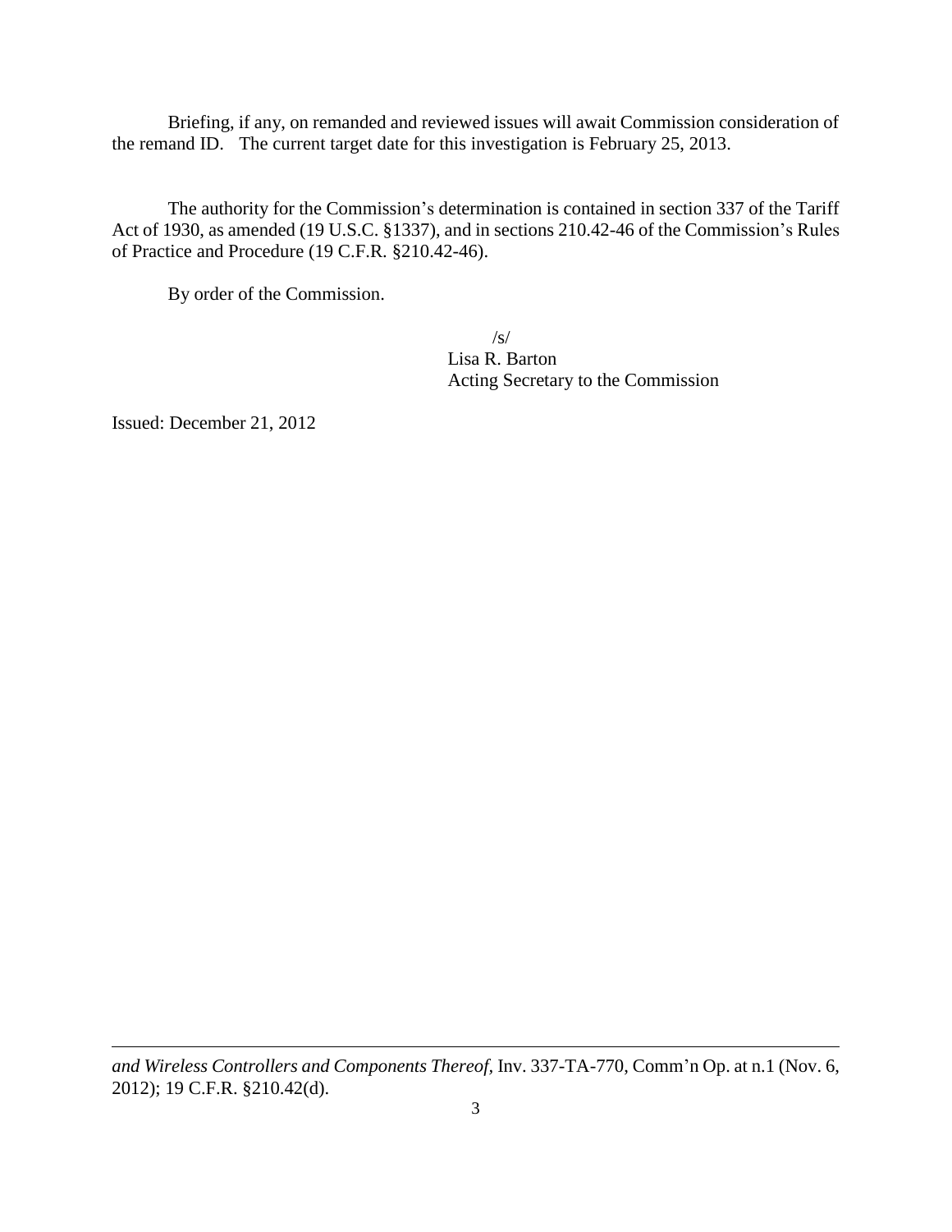Briefing, if any, on remanded and reviewed issues will await Commission consideration of the remand ID. The current target date for this investigation is February 25, 2013.

The authority for the Commission's determination is contained in section 337 of the Tariff Act of 1930, as amended (19 U.S.C. §1337), and in sections 210.42-46 of the Commission's Rules of Practice and Procedure (19 C.F.R. §210.42-46).

By order of the Commission.

/s/
Lisa R. Barton
Acting Secretary to the Commission

Issued: December 21, 2012

---

*and Wireless Controllers and Components Thereof*, Inv. 337-TA-770, Comm'n Op. at n.1 (Nov. 6, 2012); 19 C.F.R. §210.42(d).